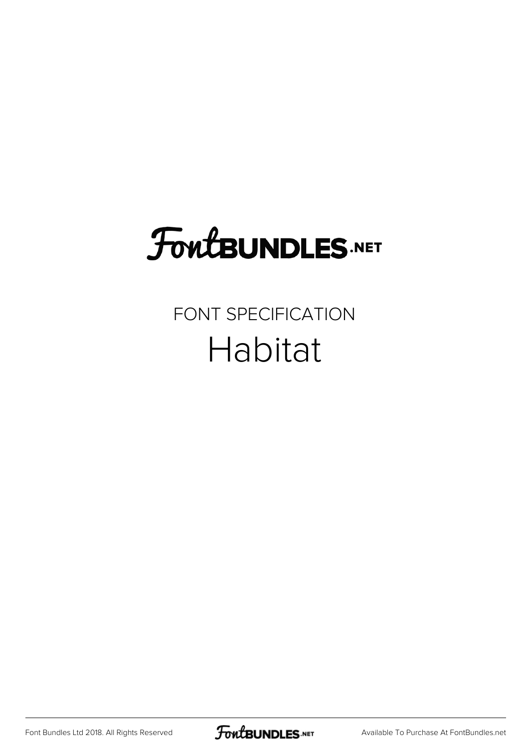FontBUNDLES.NET

FONT SPECIFICATION

# Habitat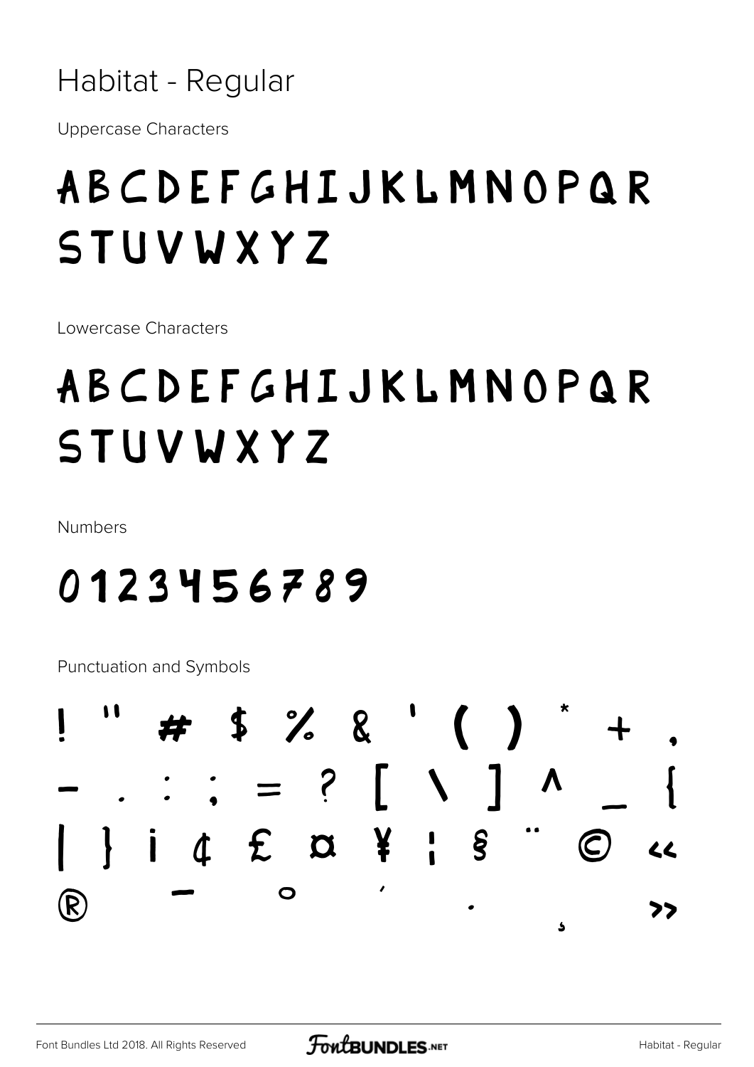# Habitat - Regular

Uppercase Characters

ABCDEFGHIJKLMNOPQR
STUVWXYZ

Lowercase Characters

ABCDEFGHIJKLMNOPQR
STUVWXYZ

Numbers

0123456789

Punctuation and Symbols

! " # $ % & ' ( ) * + ,
- . : ; = ? [ \ ] ^ _ {
| } ¡ ¢ £ ¤ ¥ ¦ § ¨ © «
® ¯ ° ´ · ¸ »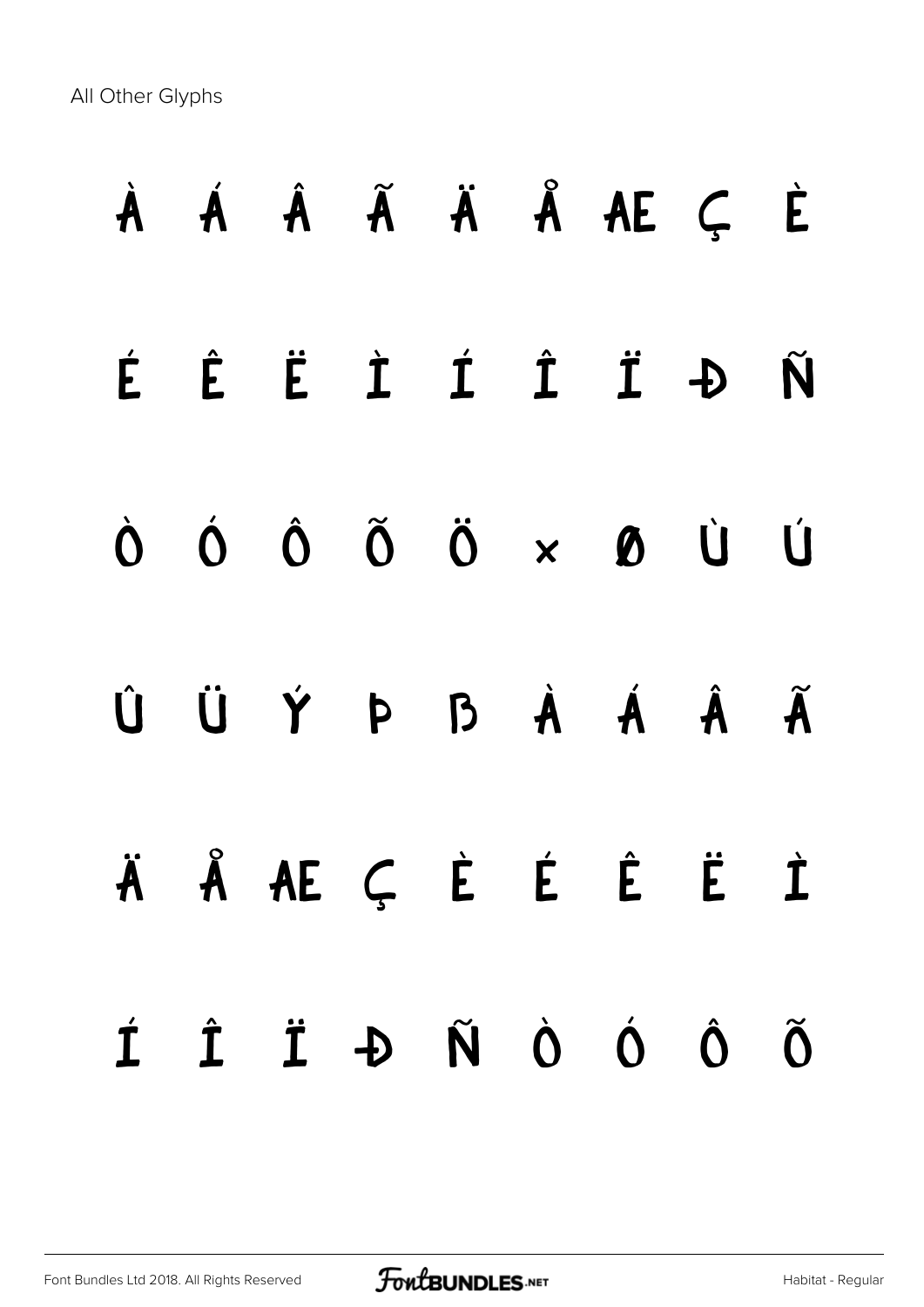All Other Glyphs

À Á Â Ã Ä Å Æ Ç È

É Ê Ë Ì Í Î Ï Ð Ñ

Ò Ó Ô Õ Ö × Ø Ù Ú

Û Ü Ý Þ ß à á â ã

ä å æ ç è é ê ë ì

í î ï ð ñ ò ó ô õ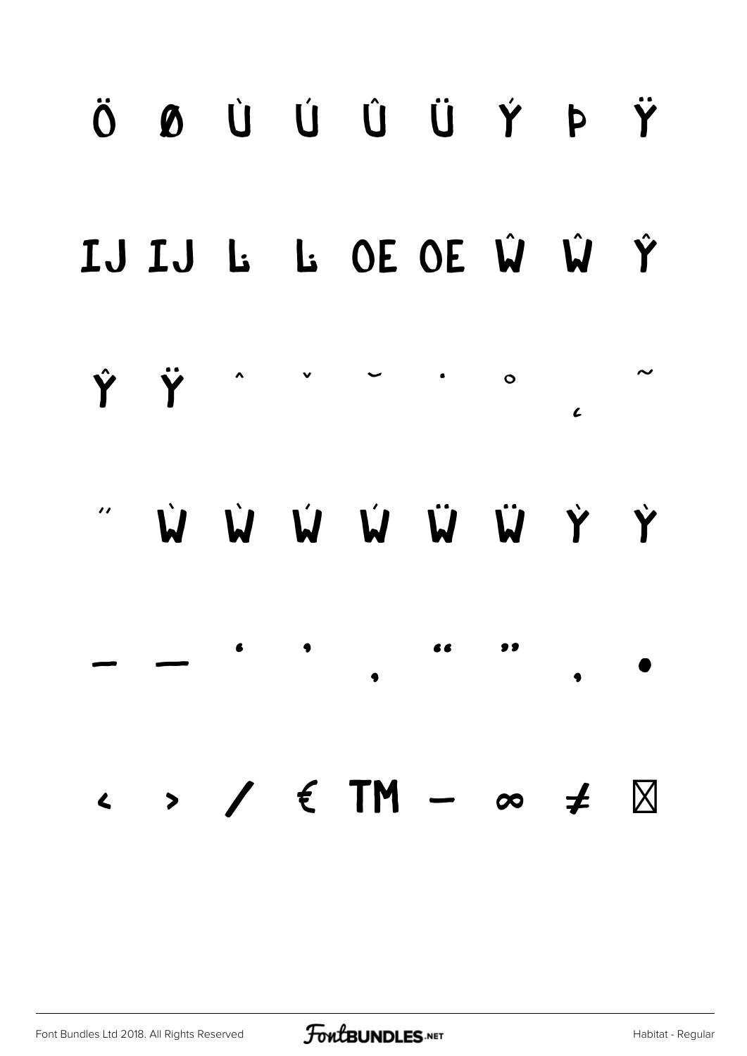Ö Ø Ù Ú Û Ü Ý Þ Ÿ

Ĳ ĳ Ŀ ŀ Œ œ Ŵ ŵ Ŷ

ŷ ÿ ˆ ˇ ˘ ˙ ˚ ˛ ˜

˝ Ẁ ẁ Ẃ ẃ Ẅ ẅ Ỳ ỳ

– — ' ' ‚ " " „ •

‹ › ⁄ € ™ − ∞ ≠ ⊠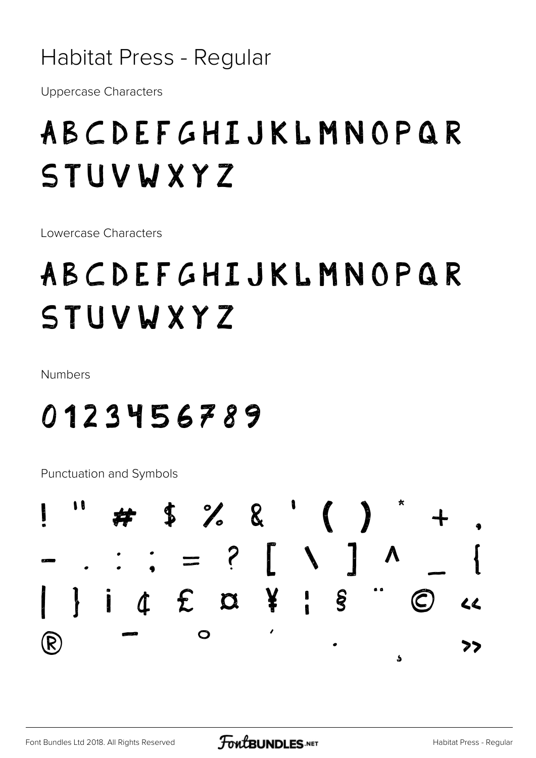# Habitat Press - Regular

Uppercase Characters

ABCDEFGHIJKLMNOPQR
STUVWXYZ

Lowercase Characters

ABCDEFGHIJKLMNOPQR
STUVWXYZ

Numbers

0123456789

Punctuation and Symbols

! " # $ % & ' ( ) * + ,
- . : ; = ? [ \ ] ^ _ {
| } ¡ ¢ £ ¤ ¥ ¦ § ¨ © «
® ¯ ° ´ · ¸ »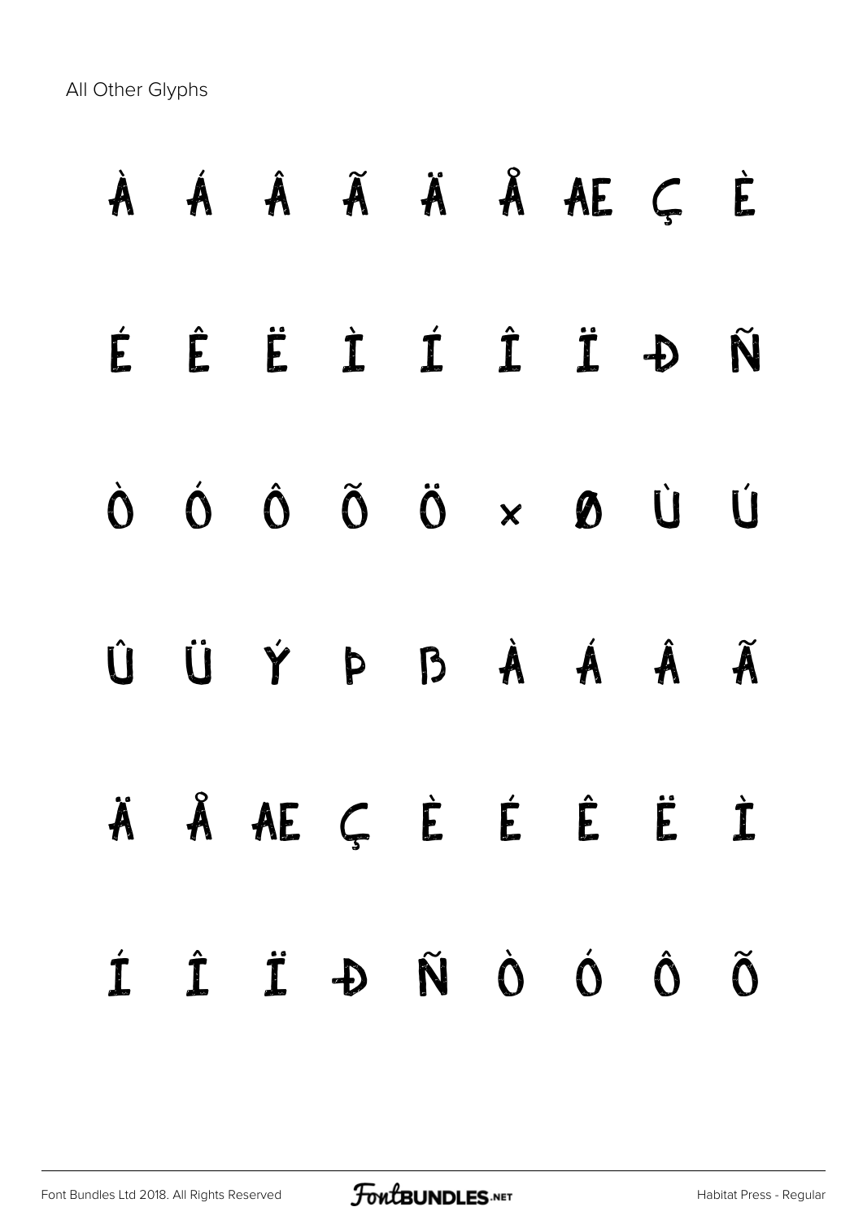All Other Glyphs

À Á Â Ã Ä Å Æ Ç È

É Ê Ë Ì Í Î Ï Ð Ñ

Ò Ó Ô Õ Ö × Ø Ù Ú

Û Ü Ý Þ ß à á â ã

ä å æ ç è é ê ë ì

í î ï ð ñ ò ó ô õ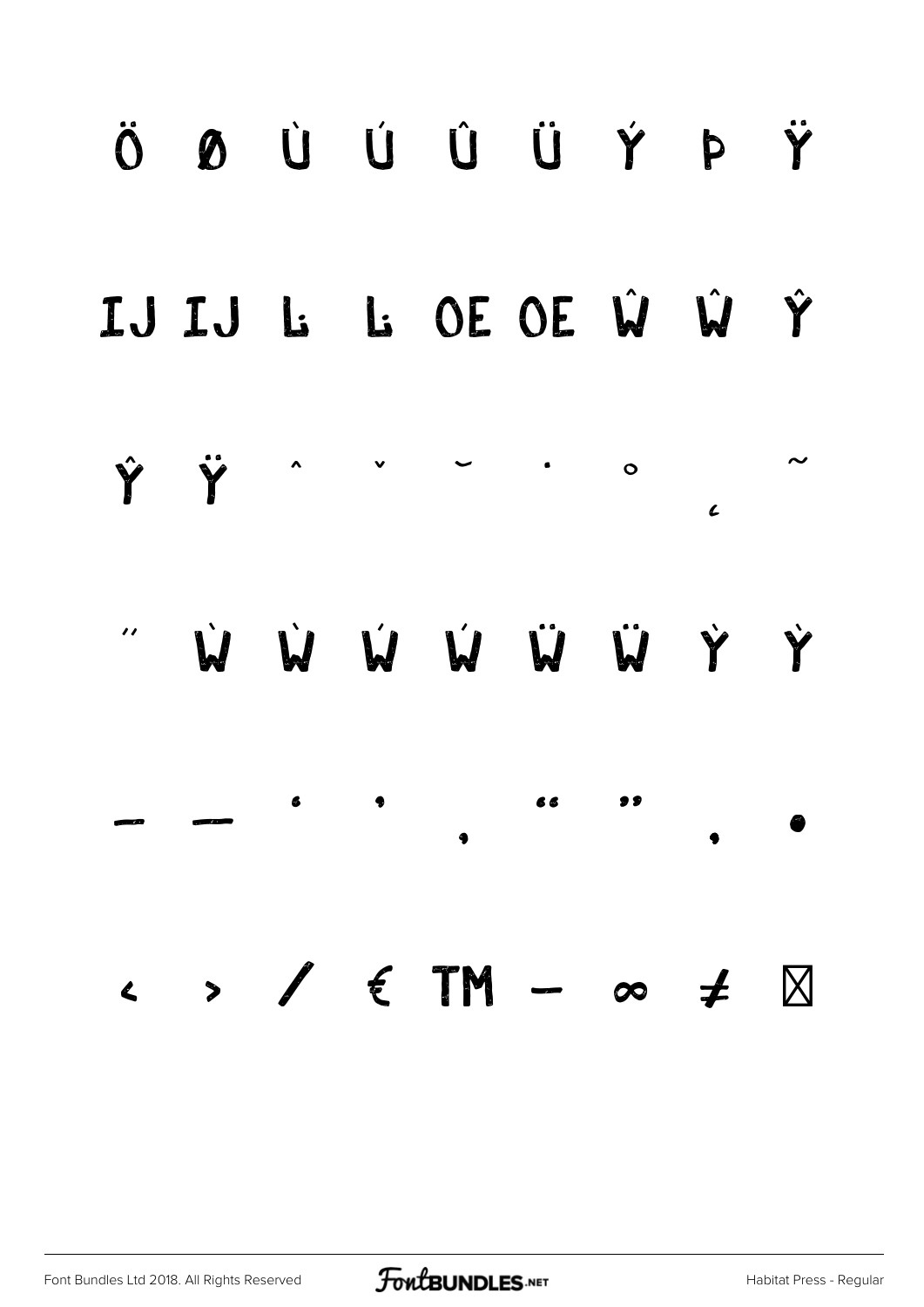Ö Ø Ù Ú Û Ü Ý Þ Ÿ

Ĳ ĳ Ŀ ŀ Œ œ Ŵ ŵ Ŷ

ŷ Ÿ ˆ ˇ ˘ ˙ ˚ ˛ ˜

˝ Ẁ ẁ Ẃ ẃ Ẅ ẅ Ỳ ỳ

– — ' ' ‚ " " „ •

‹ › ⁄ € ™ − ∞ ≠ ⊠